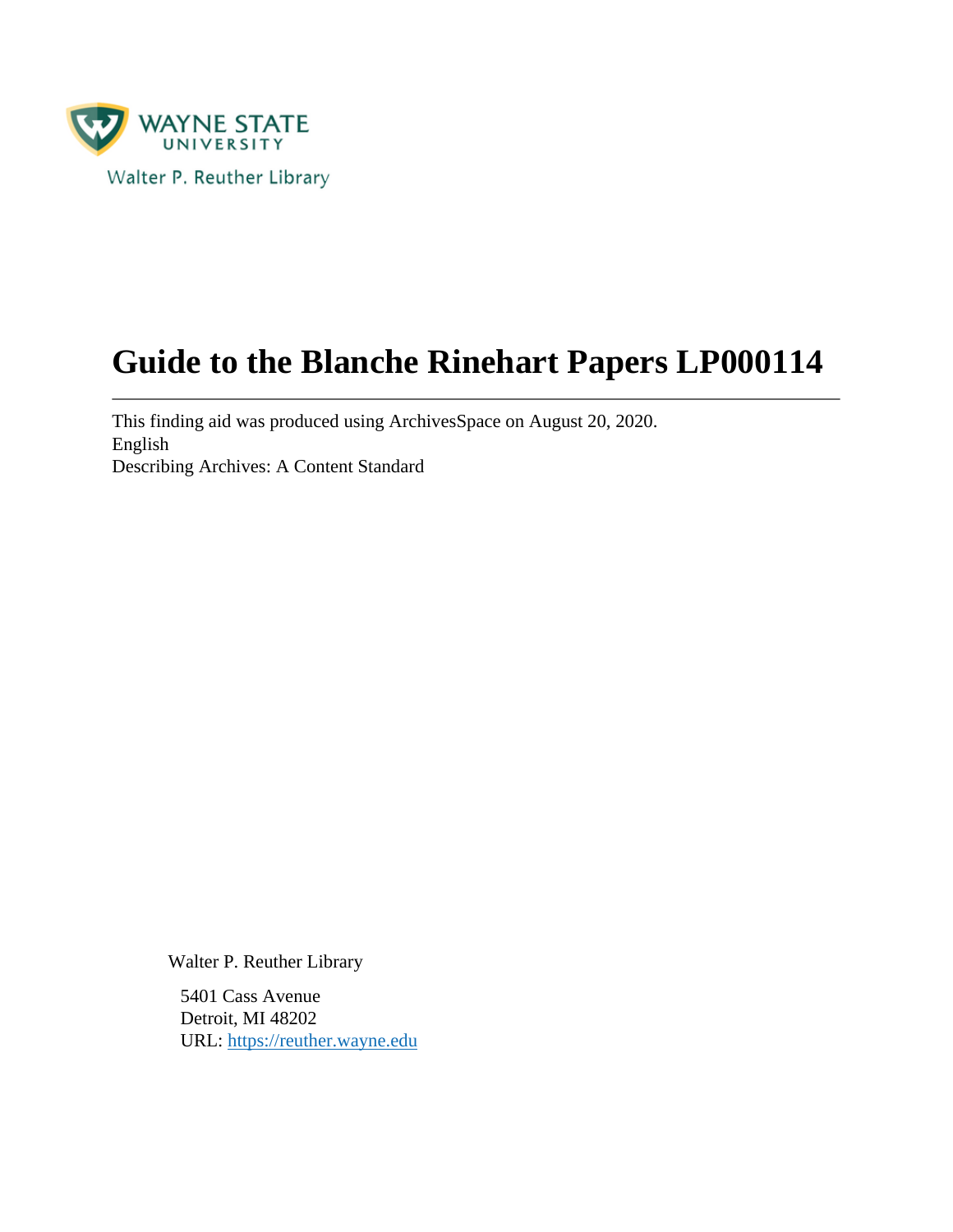WAYNE STATE UNIVERSITY

Walter P. Reuther Library

# Guide to the Blanche Rinehart Papers LP000114

---

This finding aid was produced using ArchivesSpace on August 20, 2020.
English
Describing Archives: A Content Standard

Walter P. Reuther Library

5401 Cass Avenue
Detroit, MI 48202
URL: https://reuther.wayne.edu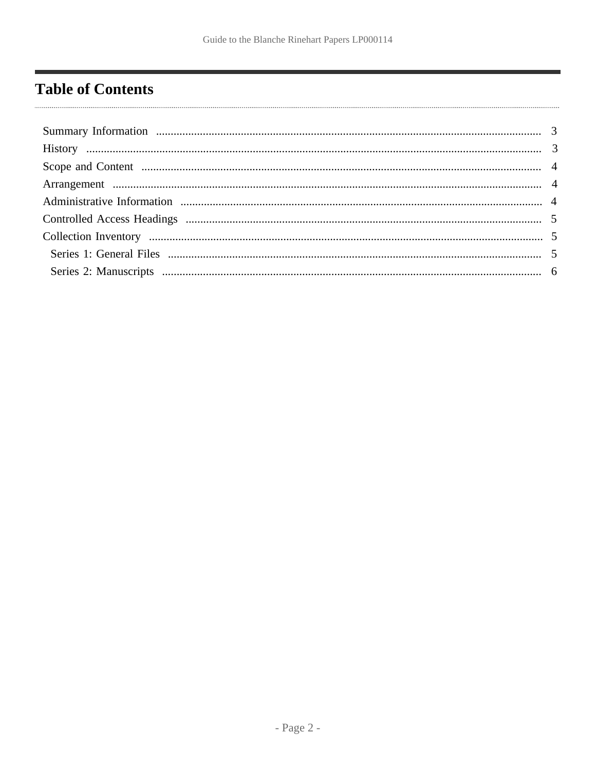# Table of Contents

Summary Information ........................................................ 3
History ........................................................ 3
Scope and Content ........................................................ 4
Arrangement ........................................................ 4
Administrative Information ........................................................ 4
Controlled Access Headings ........................................................ 5
Collection Inventory ........................................................ 5
  Series 1: General Files ........................................................ 5
  Series 2: Manuscripts ........................................................ 6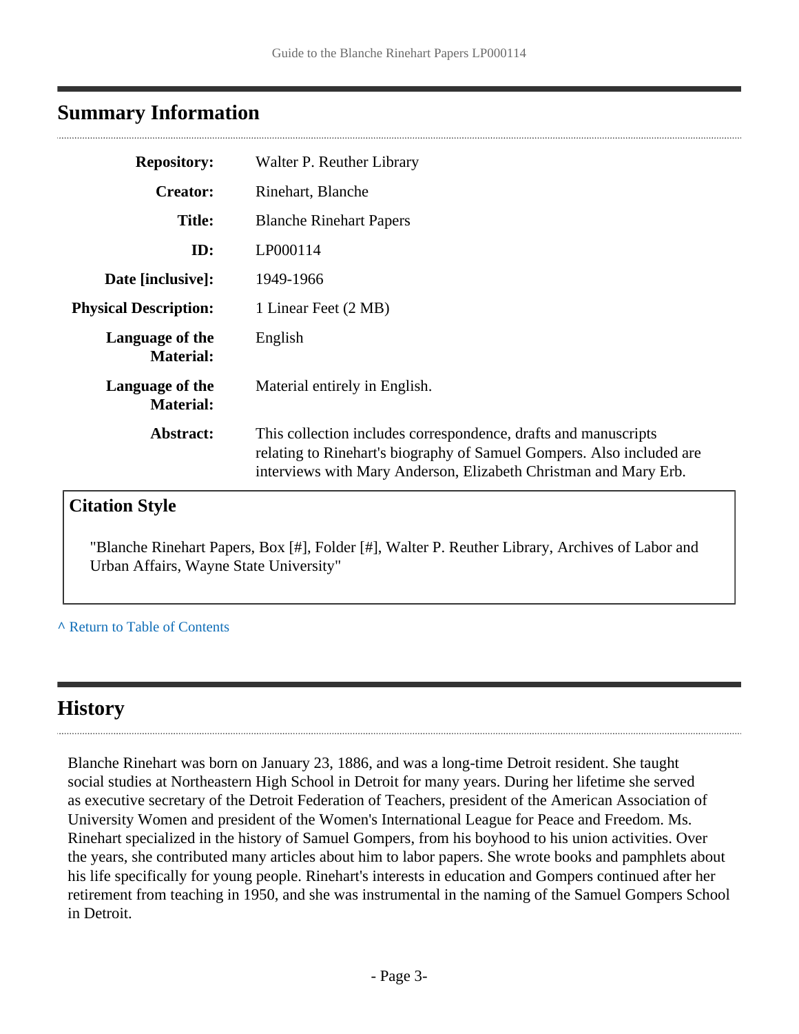## Summary Information

| | |
|---|---|
| **Repository:** | Walter P. Reuther Library |
| **Creator:** | Rinehart, Blanche |
| **Title:** | Blanche Rinehart Papers |
| **ID:** | LP000114 |
| **Date [inclusive]:** | 1949-1966 |
| **Physical Description:** | 1 Linear Feet (2 MB) |
| **Language of the Material:** | English |
| **Language of the Material:** | Material entirely in English. |
| **Abstract:** | This collection includes correspondence, drafts and manuscripts relating to Rinehart's biography of Samuel Gompers. Also included are interviews with Mary Anderson, Elizabeth Christman and Mary Erb. |

### Citation Style

"Blanche Rinehart Papers, Box [#], Folder [#], Walter P. Reuther Library, Archives of Labor and Urban Affairs, Wayne State University"

^ Return to Table of Contents

## History

Blanche Rinehart was born on January 23, 1886, and was a long-time Detroit resident. She taught social studies at Northeastern High School in Detroit for many years. During her lifetime she served as executive secretary of the Detroit Federation of Teachers, president of the American Association of University Women and president of the Women's International League for Peace and Freedom. Ms. Rinehart specialized in the history of Samuel Gompers, from his boyhood to his union activities. Over the years, she contributed many articles about him to labor papers. She wrote books and pamphlets about his life specifically for young people. Rinehart's interests in education and Gompers continued after her retirement from teaching in 1950, and she was instrumental in the naming of the Samuel Gompers School in Detroit.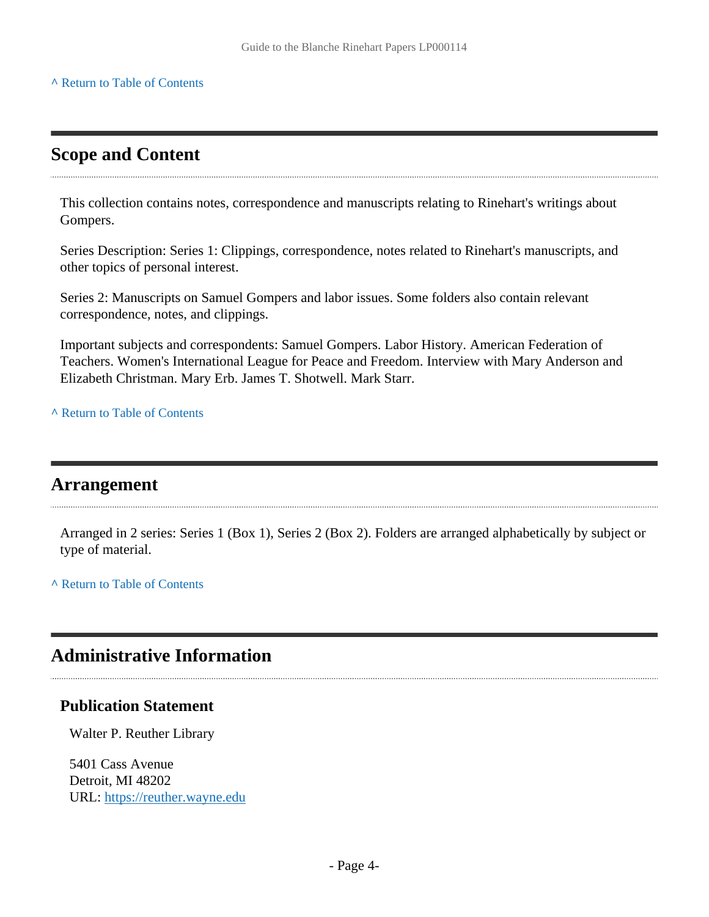^ Return to Table of Contents

## Scope and Content

This collection contains notes, correspondence and manuscripts relating to Rinehart's writings about Gompers.

Series Description: Series 1: Clippings, correspondence, notes related to Rinehart's manuscripts, and other topics of personal interest.

Series 2: Manuscripts on Samuel Gompers and labor issues. Some folders also contain relevant correspondence, notes, and clippings.

Important subjects and correspondents: Samuel Gompers. Labor History. American Federation of Teachers. Women's International League for Peace and Freedom. Interview with Mary Anderson and Elizabeth Christman. Mary Erb. James T. Shotwell. Mark Starr.

^ Return to Table of Contents

## Arrangement

Arranged in 2 series: Series 1 (Box 1), Series 2 (Box 2). Folders are arranged alphabetically by subject or type of material.

^ Return to Table of Contents

## Administrative Information

### Publication Statement

Walter P. Reuther Library

5401 Cass Avenue
Detroit, MI 48202
URL: https://reuther.wayne.edu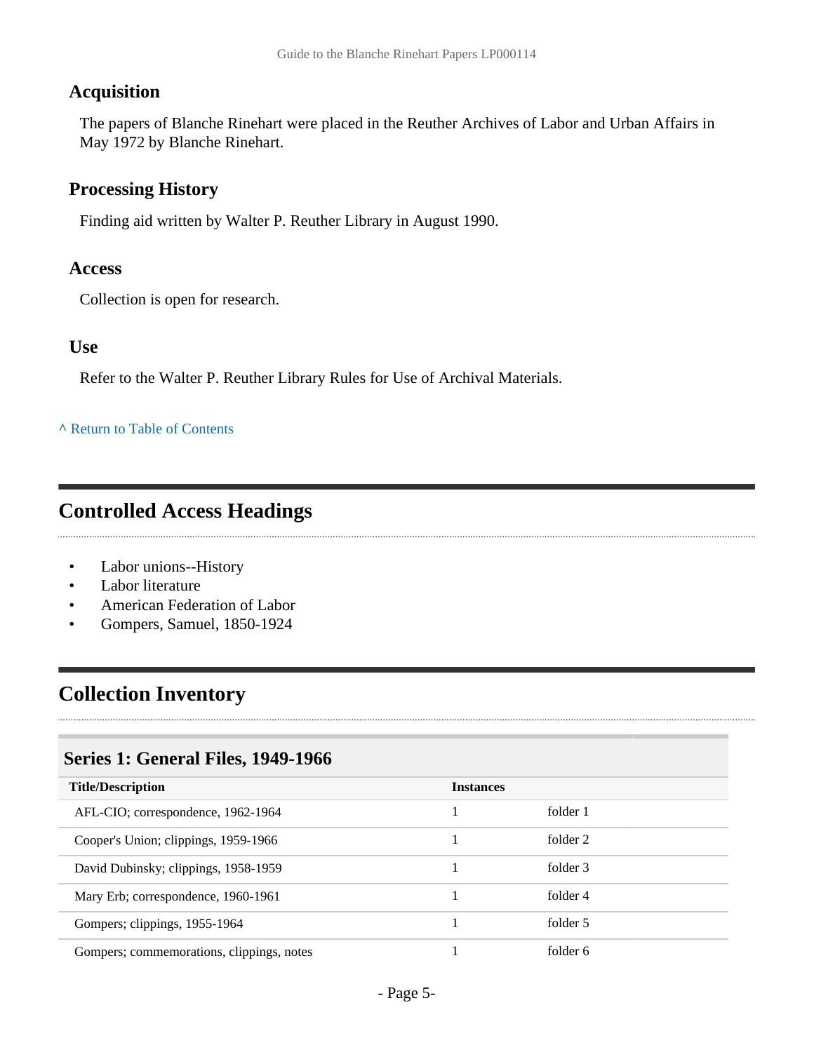### Acquisition

The papers of Blanche Rinehart were placed in the Reuther Archives of Labor and Urban Affairs in May 1972 by Blanche Rinehart.

### Processing History

Finding aid written by Walter P. Reuther Library in August 1990.

### Access

Collection is open for research.

### Use

Refer to the Walter P. Reuther Library Rules for Use of Archival Materials.

^ Return to Table of Contents

## Controlled Access Headings

- Labor unions--History
- Labor literature
- American Federation of Labor
- Gompers, Samuel, 1850-1924

## Collection Inventory

### Series 1: General Files, 1949-1966

| Title/Description | Instances | |
|---|---|---|
| AFL-CIO; correspondence, 1962-1964 | 1 | folder 1 |
| Cooper's Union; clippings, 1959-1966 | 1 | folder 2 |
| David Dubinsky; clippings, 1958-1959 | 1 | folder 3 |
| Mary Erb; correspondence, 1960-1961 | 1 | folder 4 |
| Gompers; clippings, 1955-1964 | 1 | folder 5 |
| Gompers; commemorations, clippings, notes | 1 | folder 6 |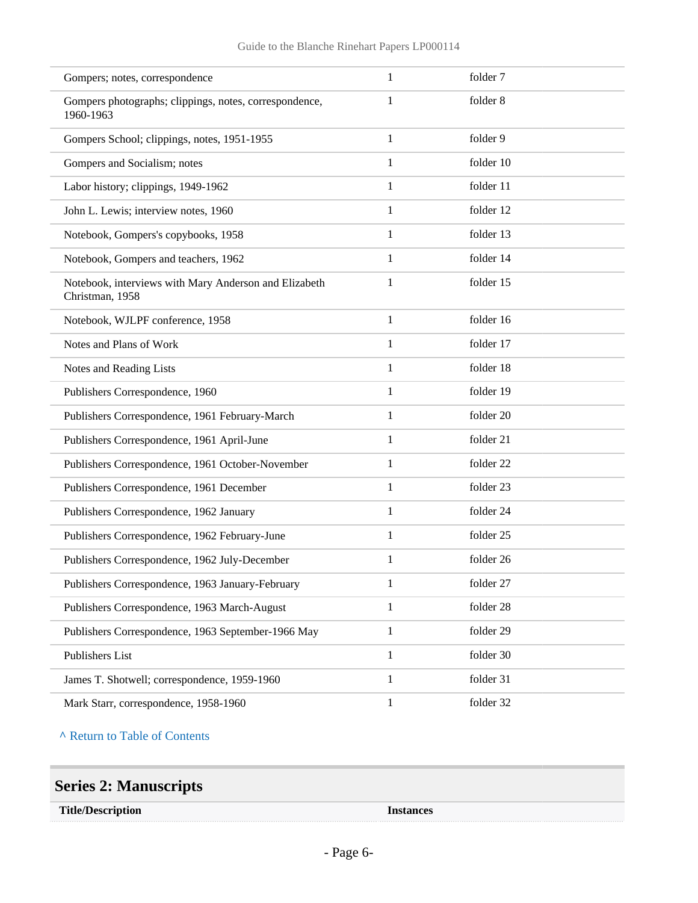| | | |
|---|---|---|
| Gompers; notes, correspondence | 1 | folder 7 |
| Gompers photographs; clippings, notes, correspondence, 1960-1963 | 1 | folder 8 |
| Gompers School; clippings, notes, 1951-1955 | 1 | folder 9 |
| Gompers and Socialism; notes | 1 | folder 10 |
| Labor history; clippings, 1949-1962 | 1 | folder 11 |
| John L. Lewis; interview notes, 1960 | 1 | folder 12 |
| Notebook, Gompers's copybooks, 1958 | 1 | folder 13 |
| Notebook, Gompers and teachers, 1962 | 1 | folder 14 |
| Notebook, interviews with Mary Anderson and Elizabeth Christman, 1958 | 1 | folder 15 |
| Notebook, WJLPF conference, 1958 | 1 | folder 16 |
| Notes and Plans of Work | 1 | folder 17 |
| Notes and Reading Lists | 1 | folder 18 |
| Publishers Correspondence, 1960 | 1 | folder 19 |
| Publishers Correspondence, 1961 February-March | 1 | folder 20 |
| Publishers Correspondence, 1961 April-June | 1 | folder 21 |
| Publishers Correspondence, 1961 October-November | 1 | folder 22 |
| Publishers Correspondence, 1961 December | 1 | folder 23 |
| Publishers Correspondence, 1962 January | 1 | folder 24 |
| Publishers Correspondence, 1962 February-June | 1 | folder 25 |
| Publishers Correspondence, 1962 July-December | 1 | folder 26 |
| Publishers Correspondence, 1963 January-February | 1 | folder 27 |
| Publishers Correspondence, 1963 March-August | 1 | folder 28 |
| Publishers Correspondence, 1963 September-1966 May | 1 | folder 29 |
| Publishers List | 1 | folder 30 |
| James T. Shotwell; correspondence, 1959-1960 | 1 | folder 31 |
| Mark Starr, correspondence, 1958-1960 | 1 | folder 32 |

^ Return to Table of Contents

## Series 2: Manuscripts

| Title/Description | Instances |
|---|---|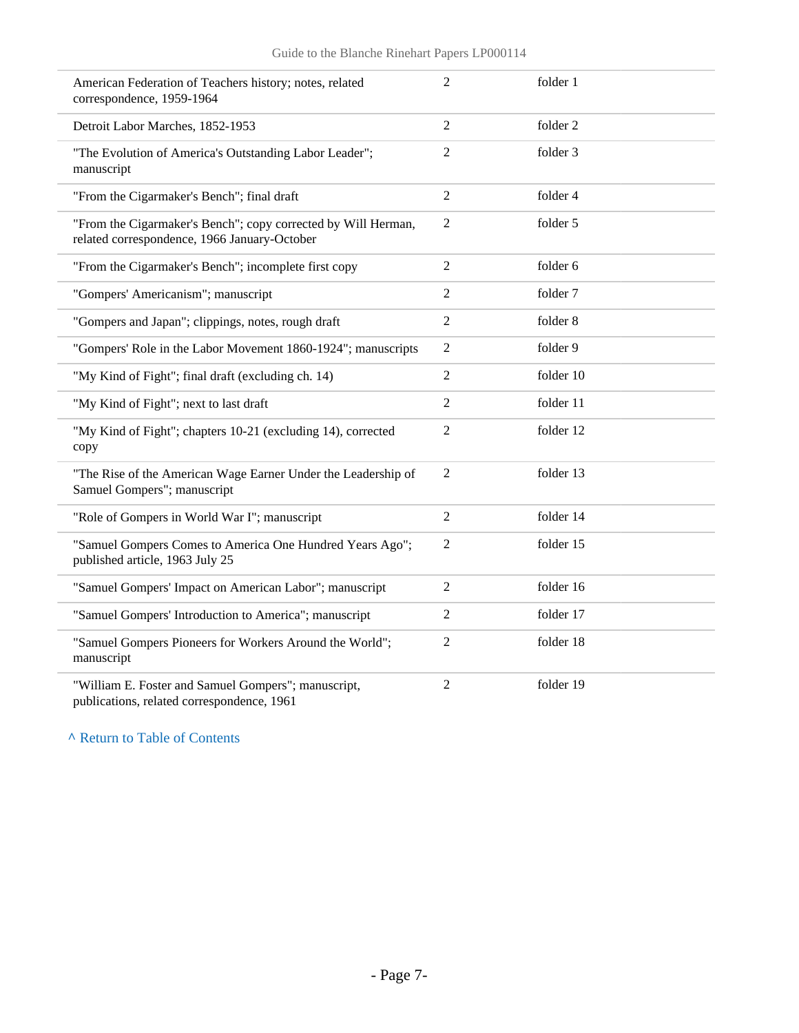| | | |
|---|---|---|
| American Federation of Teachers history; notes, related correspondence, 1959-1964 | 2 | folder 1 |
| Detroit Labor Marches, 1852-1953 | 2 | folder 2 |
| "The Evolution of America's Outstanding Labor Leader"; manuscript | 2 | folder 3 |
| "From the Cigarmaker's Bench"; final draft | 2 | folder 4 |
| "From the Cigarmaker's Bench"; copy corrected by Will Herman, related correspondence, 1966 January-October | 2 | folder 5 |
| "From the Cigarmaker's Bench"; incomplete first copy | 2 | folder 6 |
| "Gompers' Americanism"; manuscript | 2 | folder 7 |
| "Gompers and Japan"; clippings, notes, rough draft | 2 | folder 8 |
| "Gompers' Role in the Labor Movement 1860-1924"; manuscripts | 2 | folder 9 |
| "My Kind of Fight"; final draft (excluding ch. 14) | 2 | folder 10 |
| "My Kind of Fight"; next to last draft | 2 | folder 11 |
| "My Kind of Fight"; chapters 10-21 (excluding 14), corrected copy | 2 | folder 12 |
| "The Rise of the American Wage Earner Under the Leadership of Samuel Gompers"; manuscript | 2 | folder 13 |
| "Role of Gompers in World War I"; manuscript | 2 | folder 14 |
| "Samuel Gompers Comes to America One Hundred Years Ago"; published article, 1963 July 25 | 2 | folder 15 |
| "Samuel Gompers' Impact on American Labor"; manuscript | 2 | folder 16 |
| "Samuel Gompers' Introduction to America"; manuscript | 2 | folder 17 |
| "Samuel Gompers Pioneers for Workers Around the World"; manuscript | 2 | folder 18 |
| "William E. Foster and Samuel Gompers"; manuscript, publications, related correspondence, 1961 | 2 | folder 19 |

^ Return to Table of Contents